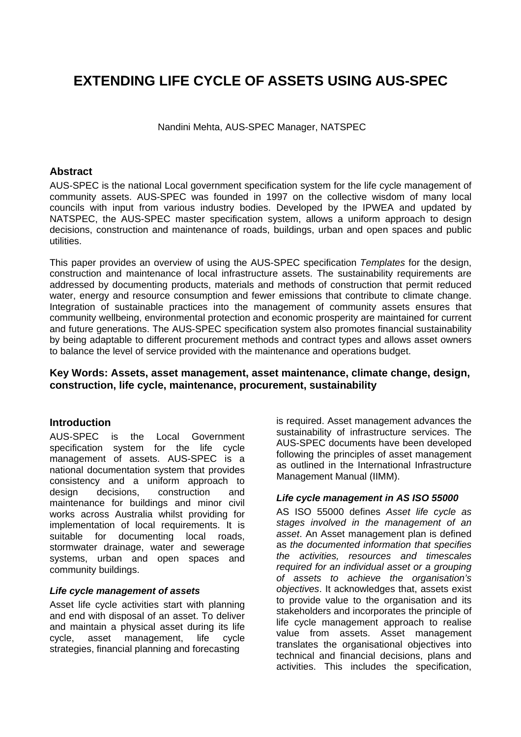# EXTENDING LIFE CYCLE OF ASSETS USING AUS-SPEC

Nandini Mehta, AUS-SPEC Manager, NATSPEC

## Abstract

AUS-SPEC is the national Local government specification system for the life cycle management of community assets. AUS-SPEC was founded in 1997 on the collective wisdom of many local councils with input from various industry bodies. Developed by the IPWEA and updated by NATSPEC, the AUS-SPEC master specification system, allows a uniform approach to design decisions, construction and maintenance of roads, buildings, urban and open spaces and public utilities.

This paper provides an overview of using the AUS-SPEC specification *Templates* for the design, construction and maintenance of local infrastructure assets. The sustainability requirements are addressed by documenting products, materials and methods of construction that permit reduced water, energy and resource consumption and fewer emissions that contribute to climate change. Integration of sustainable practices into the management of community assets ensures that community wellbeing, environmental protection and economic prosperity are maintained for current and future generations. The AUS-SPEC specification system also promotes financial sustainability by being adaptable to different procurement methods and contract types and allows asset owners to balance the level of service provided with the maintenance and operations budget.

**Key Words: Assets, asset management, asset maintenance, climate change, design, construction, life cycle, maintenance, procurement, sustainability**

## Introduction

AUS-SPEC is the Local Government specification system for the life cycle management of assets. AUS-SPEC is a national documentation system that provides consistency and a uniform approach to design decisions, construction and maintenance for buildings and minor civil works across Australia whilst providing for implementation of local requirements. It is suitable for documenting local roads, stormwater drainage, water and sewerage systems, urban and open spaces and community buildings.

### *Life cycle management of assets*

Asset life cycle activities start with planning and end with disposal of an asset. To deliver and maintain a physical asset during its life cycle, asset management, life cycle strategies, financial planning and forecasting is required. Asset management advances the sustainability of infrastructure services. The AUS-SPEC documents have been developed following the principles of asset management as outlined in the International Infrastructure Management Manual (IIMM).

### *Life cycle management in AS ISO 55000*

AS ISO 55000 defines *Asset life cycle as stages involved in the management of an asset*. An Asset management plan is defined as *the documented information that specifies the activities, resources and timescales required for an individual asset or a grouping of assets to achieve the organisation's objectives*. It acknowledges that, assets exist to provide value to the organisation and its stakeholders and incorporates the principle of life cycle management approach to realise value from assets. Asset management translates the organisational objectives into technical and financial decisions, plans and activities. This includes the specification,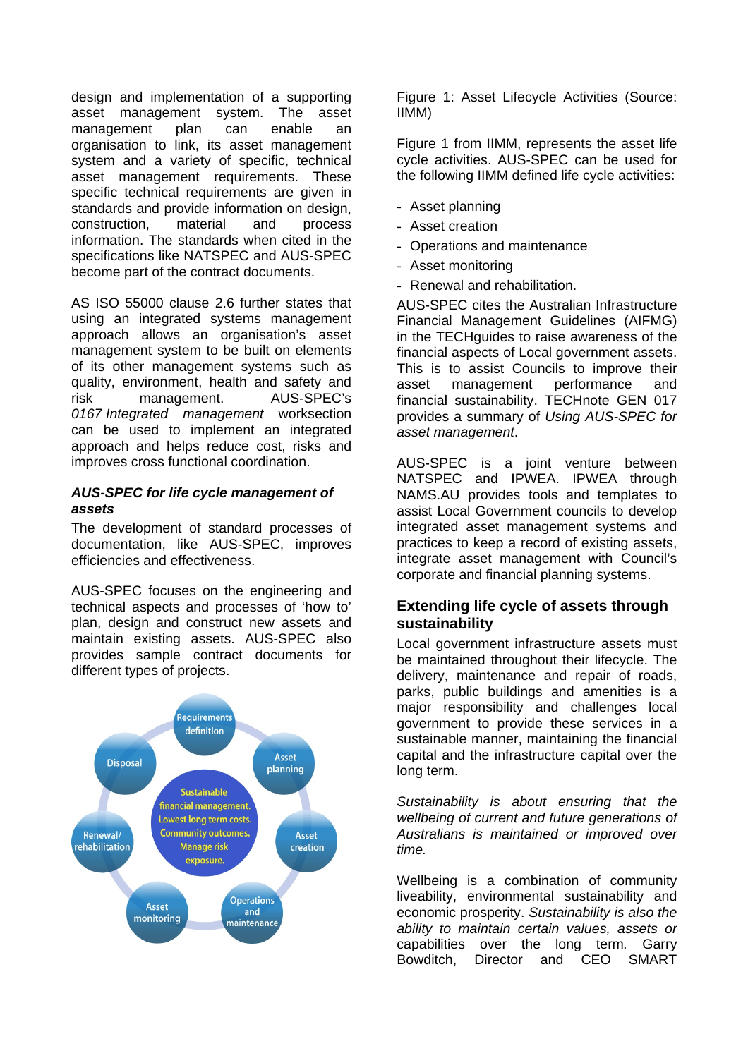design and implementation of a supporting asset management system. The asset management plan can enable an organisation to link, its asset management system and a variety of specific, technical asset management requirements. These specific technical requirements are given in standards and provide information on design, construction, material and process information. The standards when cited in the specifications like NATSPEC and AUS-SPEC become part of the contract documents.

AS ISO 55000 clause 2.6 further states that using an integrated systems management approach allows an organisation's asset management system to be built on elements of its other management systems such as quality, environment, health and safety and risk management. AUS-SPEC's *0167 Integrated management* worksection can be used to implement an integrated approach and helps reduce cost, risks and improves cross functional coordination.

### *AUS-SPEC for life cycle management of assets*

The development of standard processes of documentation, like AUS-SPEC, improves efficiencies and effectiveness.

AUS-SPEC focuses on the engineering and technical aspects and processes of 'how to' plan, design and construct new assets and maintain existing assets. AUS-SPEC also provides sample contract documents for different types of projects.

Requirements definition
Asset planning
Asset creation
Operations and maintenance
Asset monitoring
Renewal/ rehabilitation
Disposal

Sustainable financial management. Lowest long term costs. Community outcomes. Manage risk exposure.

Figure 1: Asset Lifecycle Activities (Source: IIMM)

Figure 1 from IIMM, represents the asset life cycle activities. AUS-SPEC can be used for the following IIMM defined life cycle activities:

- Asset planning
- Asset creation
- Operations and maintenance
- Asset monitoring
- Renewal and rehabilitation.

AUS-SPEC cites the Australian Infrastructure Financial Management Guidelines (AIFMG) in the TECHguides to raise awareness of the financial aspects of Local government assets. This is to assist Councils to improve their asset management performance and financial sustainability. TECHnote GEN 017 provides a summary of *Using AUS-SPEC for asset management*.

AUS-SPEC is a joint venture between NATSPEC and IPWEA. IPWEA through NAMS.AU provides tools and templates to assist Local Government councils to develop integrated asset management systems and practices to keep a record of existing assets, integrate asset management with Council's corporate and financial planning systems.

## Extending life cycle of assets through sustainability

Local government infrastructure assets must be maintained throughout their lifecycle. The delivery, maintenance and repair of roads, parks, public buildings and amenities is a major responsibility and challenges local government to provide these services in a sustainable manner, maintaining the financial capital and the infrastructure capital over the long term.

*Sustainability is about ensuring that the wellbeing of current and future generations of Australians is maintained or improved over time.*

Wellbeing is a combination of community liveability, environmental sustainability and economic prosperity. *Sustainability is also the ability to maintain certain values, assets or capabilities over the long term.* Garry Bowditch, Director and CEO SMART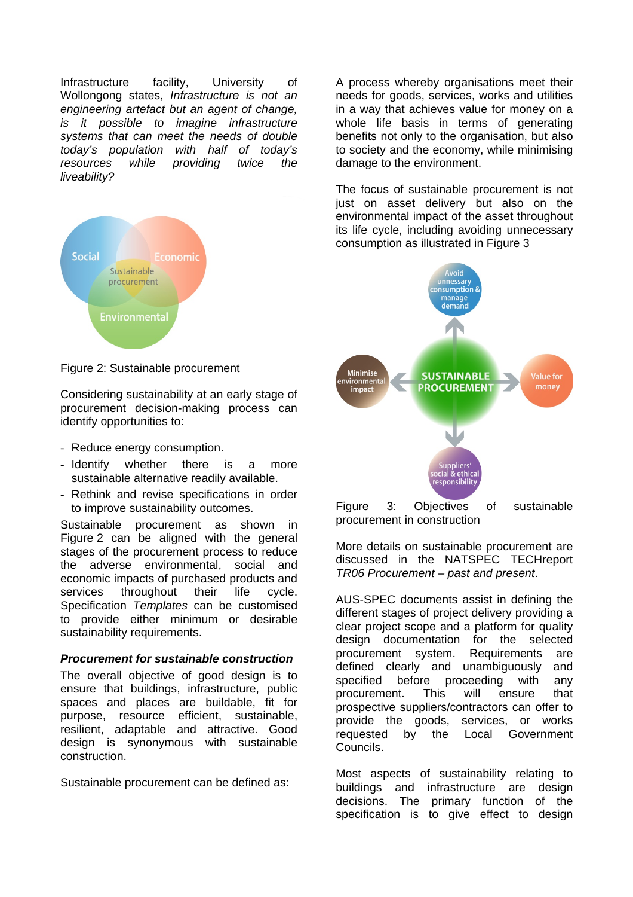Infrastructure facility, University of Wollongong states, *Infrastructure is not an engineering artefact but an agent of change, is it possible to imagine infrastructure systems that can meet the needs of double today's population with half of today's resources while providing twice the liveability?*

Figure 2: Sustainable procurement

Considering sustainability at an early stage of procurement decision-making process can identify opportunities to:

- Reduce energy consumption.
- Identify whether there is a more sustainable alternative readily available.
- Rethink and revise specifications in order to improve sustainability outcomes.

Sustainable procurement as shown in Figure 2 can be aligned with the general stages of the procurement process to reduce the adverse environmental, social and economic impacts of purchased products and services throughout their life cycle. Specification *Templates* can be customised to provide either minimum or desirable sustainability requirements.

### *Procurement for sustainable construction*

The overall objective of good design is to ensure that buildings, infrastructure, public spaces and places are buildable, fit for purpose, resource efficient, sustainable, resilient, adaptable and attractive. Good design is synonymous with sustainable construction.

Sustainable procurement can be defined as:

A process whereby organisations meet their needs for goods, services, works and utilities in a way that achieves value for money on a whole life basis in terms of generating benefits not only to the organisation, but also to society and the economy, while minimising damage to the environment.

The focus of sustainable procurement is not just on asset delivery but also on the environmental impact of the asset throughout its life cycle, including avoiding unnecessary consumption as illustrated in Figure 3

Figure 3: Objectives of sustainable procurement in construction

More details on sustainable procurement are discussed in the NATSPEC TECHreport *TR06 Procurement – past and present*.

AUS-SPEC documents assist in defining the different stages of project delivery providing a clear project scope and a platform for quality design documentation for the selected procurement system. Requirements are defined clearly and unambiguously and specified before proceeding with any procurement. This will ensure that prospective suppliers/contractors can offer to provide the goods, services, or works requested by the Local Government Councils.

Most aspects of sustainability relating to buildings and infrastructure are design decisions. The primary function of the specification is to give effect to design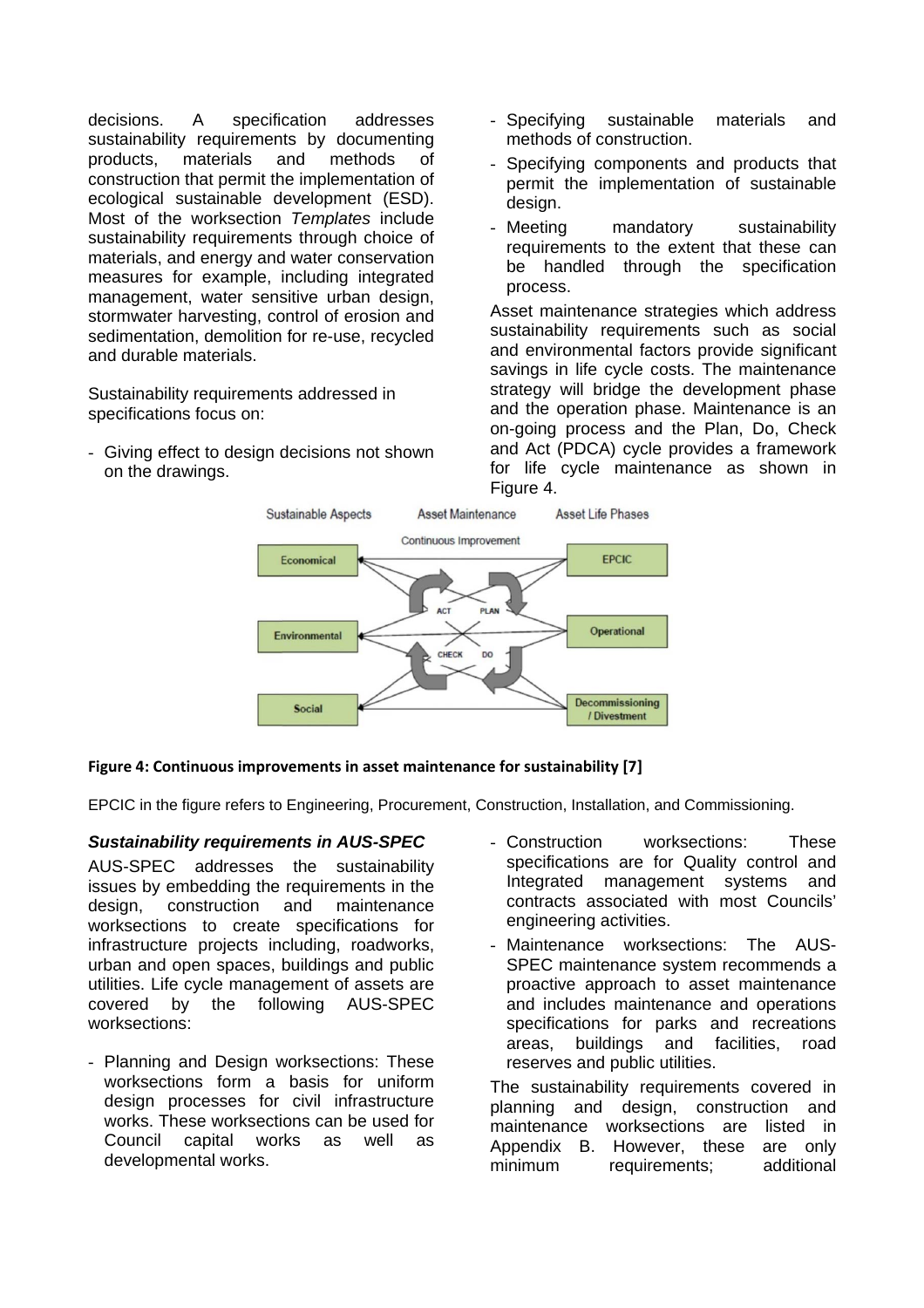decisions. A specification addresses sustainability requirements by documenting products, materials and methods of construction that permit the implementation of ecological sustainable development (ESD). Most of the worksection *Templates* include sustainability requirements through choice of materials, and energy and water conservation measures for example, including integrated management, water sensitive urban design, stormwater harvesting, control of erosion and sedimentation, demolition for re-use, recycled and durable materials.

Sustainability requirements addressed in specifications focus on:

- Giving effect to design decisions not shown on the drawings.
- Specifying sustainable materials and methods of construction.
- Specifying components and products that permit the implementation of sustainable design.
- Meeting mandatory sustainability requirements to the extent that these can be handled through the specification process.

Asset maintenance strategies which address sustainability requirements such as social and environmental factors provide significant savings in life cycle costs. The maintenance strategy will bridge the development phase and the operation phase. Maintenance is an on-going process and the Plan, Do, Check and Act (PDCA) cycle provides a framework for life cycle maintenance as shown in Figure 4.

**Figure 4: Continuous improvements in asset maintenance for sustainability [7]**

EPCIC in the figure refers to Engineering, Procurement, Construction, Installation, and Commissioning.

### *Sustainability requirements in AUS-SPEC*

AUS-SPEC addresses the sustainability issues by embedding the requirements in the design, construction and maintenance worksections to create specifications for infrastructure projects including, roadworks, urban and open spaces, buildings and public utilities. Life cycle management of assets are covered by the following AUS-SPEC worksections:

- Planning and Design worksections: These worksections form a basis for uniform design processes for civil infrastructure works. These worksections can be used for Council capital works as well as developmental works.
- Construction worksections: These specifications are for Quality control and Integrated management systems and contracts associated with most Councils' engineering activities.
- Maintenance worksections: The AUS-SPEC maintenance system recommends a proactive approach to asset maintenance and includes maintenance and operations specifications for parks and recreations areas, buildings and facilities, road reserves and public utilities.

The sustainability requirements covered in planning and design, construction and maintenance worksections are listed in Appendix B. However, these are only minimum requirements; additional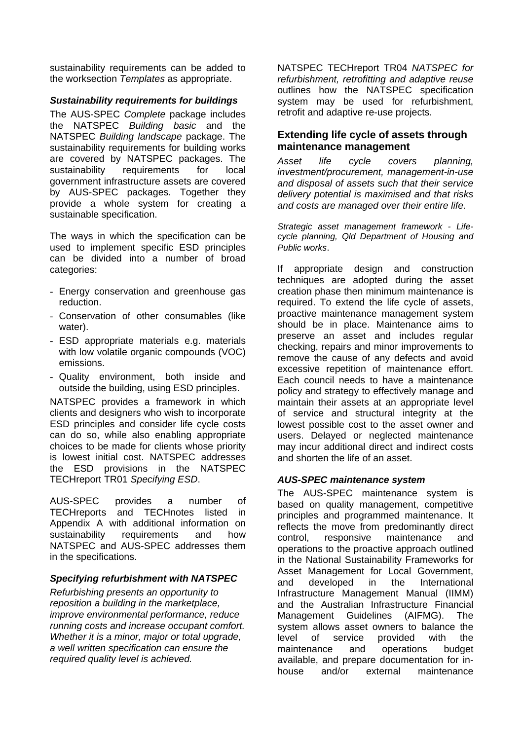sustainability requirements can be added to the worksection *Templates* as appropriate.

### *Sustainability requirements for buildings*

The AUS-SPEC *Complete* package includes the NATSPEC *Building basic* and the NATSPEC *Building landscape* package. The sustainability requirements for building works are covered by NATSPEC packages. The sustainability requirements for local government infrastructure assets are covered by AUS-SPEC packages. Together they provide a whole system for creating a sustainable specification.

The ways in which the specification can be used to implement specific ESD principles can be divided into a number of broad categories:

- Energy conservation and greenhouse gas reduction.
- Conservation of other consumables (like water).
- ESD appropriate materials e.g. materials with low volatile organic compounds (VOC) emissions.
- Quality environment, both inside and outside the building, using ESD principles.

NATSPEC provides a framework in which clients and designers who wish to incorporate ESD principles and consider life cycle costs can do so, while also enabling appropriate choices to be made for clients whose priority is lowest initial cost. NATSPEC addresses the ESD provisions in the NATSPEC TECHreport TR01 *Specifying ESD*.

AUS-SPEC provides a number of TECHreports and TECHnotes listed in Appendix A with additional information on sustainability requirements and how NATSPEC and AUS-SPEC addresses them in the specifications.

### *Specifying refurbishment with NATSPEC*

*Refurbishing presents an opportunity to reposition a building in the marketplace, improve environmental performance, reduce running costs and increase occupant comfort. Whether it is a minor, major or total upgrade, a well written specification can ensure the required quality level is achieved.*

NATSPEC TECHreport TR04 *NATSPEC for refurbishment, retrofitting and adaptive reuse* outlines how the NATSPEC specification system may be used for refurbishment, retrofit and adaptive re-use projects.

## Extending life cycle of assets through maintenance management

*Asset life cycle covers planning, investment/procurement, management-in-use and disposal of assets such that their service delivery potential is maximised and that risks and costs are managed over their entire life.*

*Strategic asset management framework - Life-cycle planning, Qld Department of Housing and Public works*.

If appropriate design and construction techniques are adopted during the asset creation phase then minimum maintenance is required. To extend the life cycle of assets, proactive maintenance management system should be in place. Maintenance aims to preserve an asset and includes regular checking, repairs and minor improvements to remove the cause of any defects and avoid excessive repetition of maintenance effort. Each council needs to have a maintenance policy and strategy to effectively manage and maintain their assets at an appropriate level of service and structural integrity at the lowest possible cost to the asset owner and users. Delayed or neglected maintenance may incur additional direct and indirect costs and shorten the life of an asset.

### *AUS-SPEC maintenance system*

The AUS-SPEC maintenance system is based on quality management, competitive principles and programmed maintenance. It reflects the move from predominantly direct control, responsive maintenance and operations to the proactive approach outlined in the National Sustainability Frameworks for Asset Management for Local Government, and developed in the International Infrastructure Management Manual (IIMM) and the Australian Infrastructure Financial Management Guidelines (AIFMG). The system allows asset owners to balance the level of service provided with the maintenance and operations budget available, and prepare documentation for in-house and/or external maintenance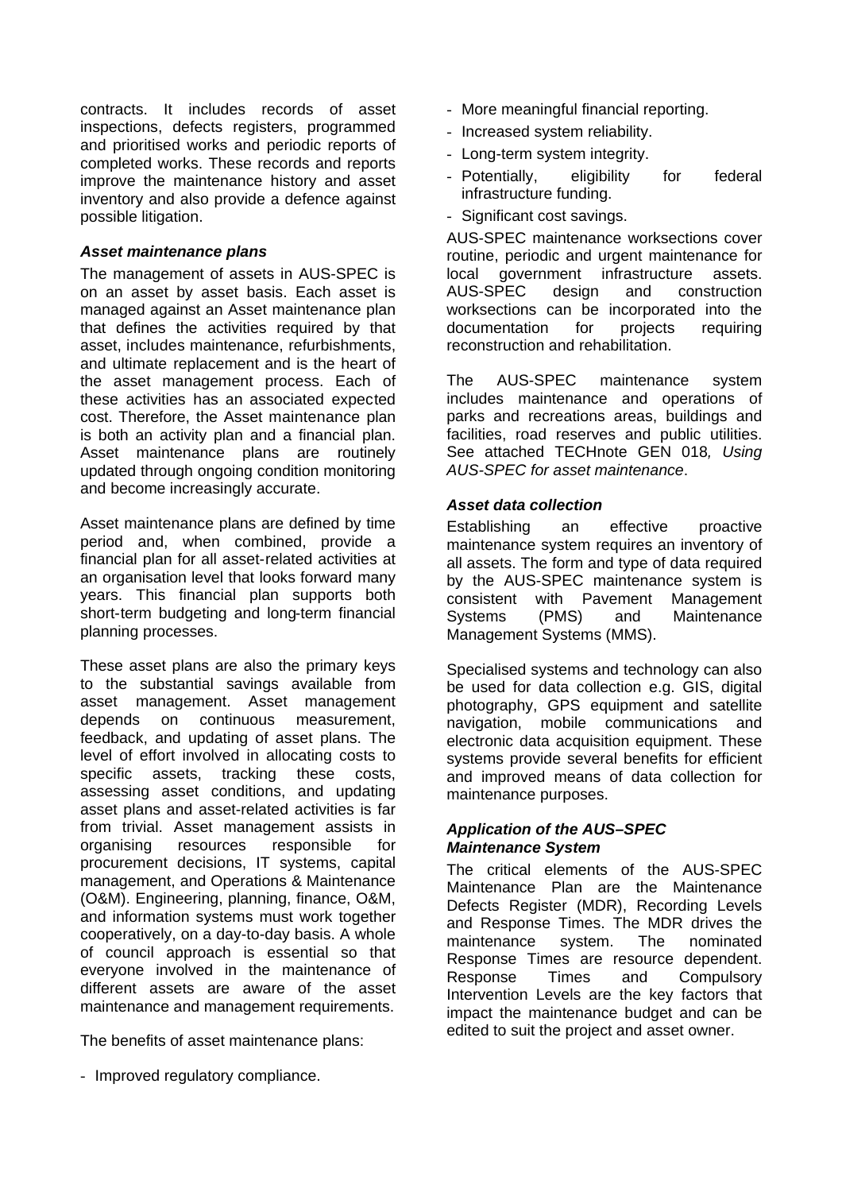contracts. It includes records of asset inspections, defects registers, programmed and prioritised works and periodic reports of completed works. These records and reports improve the maintenance history and asset inventory and also provide a defence against possible litigation.

### *Asset maintenance plans*

The management of assets in AUS-SPEC is on an asset by asset basis. Each asset is managed against an Asset maintenance plan that defines the activities required by that asset, includes maintenance, refurbishments, and ultimate replacement and is the heart of the asset management process. Each of these activities has an associated expected cost. Therefore, the Asset maintenance plan is both an activity plan and a financial plan. Asset maintenance plans are routinely updated through ongoing condition monitoring and become increasingly accurate.

Asset maintenance plans are defined by time period and, when combined, provide a financial plan for all asset-related activities at an organisation level that looks forward many years. This financial plan supports both short-term budgeting and long-term financial planning processes.

These asset plans are also the primary keys to the substantial savings available from asset management. Asset management depends on continuous measurement, feedback, and updating of asset plans. The level of effort involved in allocating costs to specific assets, tracking these costs, assessing asset conditions, and updating asset plans and asset-related activities is far from trivial. Asset management assists in organising resources responsible for procurement decisions, IT systems, capital management, and Operations & Maintenance (O&M). Engineering, planning, finance, O&M, and information systems must work together cooperatively, on a day-to-day basis. A whole of council approach is essential so that everyone involved in the maintenance of different assets are aware of the asset maintenance and management requirements.

The benefits of asset maintenance plans:

- Improved regulatory compliance.
- More meaningful financial reporting.
- Increased system reliability.
- Long-term system integrity.
- Potentially, eligibility for federal infrastructure funding.
- Significant cost savings.

AUS-SPEC maintenance worksections cover routine, periodic and urgent maintenance for local government infrastructure assets. AUS-SPEC design and construction worksections can be incorporated into the documentation for projects requiring reconstruction and rehabilitation.

The AUS-SPEC maintenance system includes maintenance and operations of parks and recreations areas, buildings and facilities, road reserves and public utilities. See attached TECHnote GEN 018*, Using AUS-SPEC for asset maintenance*.

### *Asset data collection*

Establishing an effective proactive maintenance system requires an inventory of all assets. The form and type of data required by the AUS-SPEC maintenance system is consistent with Pavement Management Systems (PMS) and Maintenance Management Systems (MMS).

Specialised systems and technology can also be used for data collection e.g. GIS, digital photography, GPS equipment and satellite navigation, mobile communications and electronic data acquisition equipment. These systems provide several benefits for efficient and improved means of data collection for maintenance purposes.

### *Application of the AUS–SPEC Maintenance System*

The critical elements of the AUS-SPEC Maintenance Plan are the Maintenance Defects Register (MDR), Recording Levels and Response Times. The MDR drives the maintenance system. The nominated Response Times are resource dependent. Response Times and Compulsory Intervention Levels are the key factors that impact the maintenance budget and can be edited to suit the project and asset owner.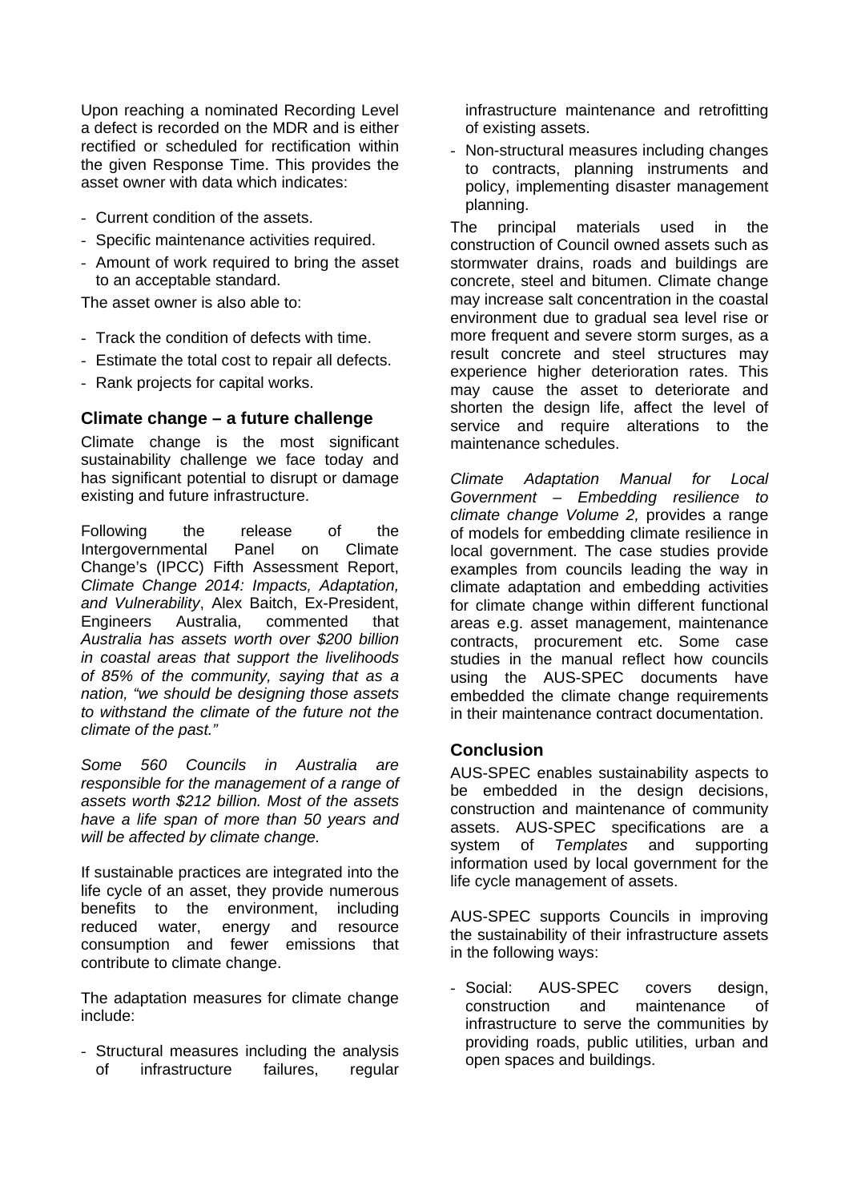Upon reaching a nominated Recording Level a defect is recorded on the MDR and is either rectified or scheduled for rectification within the given Response Time. This provides the asset owner with data which indicates:

- Current condition of the assets.
- Specific maintenance activities required.
- Amount of work required to bring the asset to an acceptable standard.

The asset owner is also able to:

- Track the condition of defects with time.
- Estimate the total cost to repair all defects.
- Rank projects for capital works.

## Climate change – a future challenge

Climate change is the most significant sustainability challenge we face today and has significant potential to disrupt or damage existing and future infrastructure.

Following the release of the Intergovernmental Panel on Climate Change's (IPCC) Fifth Assessment Report, *Climate Change 2014: Impacts, Adaptation, and Vulnerability*, Alex Baitch, Ex-President, Engineers Australia, commented that *Australia has assets worth over $200 billion in coastal areas that support the livelihoods of 85% of the community, saying that as a nation, "we should be designing those assets to withstand the climate of the future not the climate of the past."*

*Some 560 Councils in Australia are responsible for the management of a range of assets worth $212 billion. Most of the assets have a life span of more than 50 years and will be affected by climate change.*

If sustainable practices are integrated into the life cycle of an asset, they provide numerous benefits to the environment, including reduced water, energy and resource consumption and fewer emissions that contribute to climate change.

The adaptation measures for climate change include:

- Structural measures including the analysis of infrastructure failures, regular infrastructure maintenance and retrofitting of existing assets.
- Non-structural measures including changes to contracts, planning instruments and policy, implementing disaster management planning.

The principal materials used in the construction of Council owned assets such as stormwater drains, roads and buildings are concrete, steel and bitumen. Climate change may increase salt concentration in the coastal environment due to gradual sea level rise or more frequent and severe storm surges, as a result concrete and steel structures may experience higher deterioration rates. This may cause the asset to deteriorate and shorten the design life, affect the level of service and require alterations to the maintenance schedules.

*Climate Adaptation Manual for Local Government – Embedding resilience to climate change Volume 2,* provides a range of models for embedding climate resilience in local government. The case studies provide examples from councils leading the way in climate adaptation and embedding activities for climate change within different functional areas e.g. asset management, maintenance contracts, procurement etc. Some case studies in the manual reflect how councils using the AUS-SPEC documents have embedded the climate change requirements in their maintenance contract documentation.

## Conclusion

AUS-SPEC enables sustainability aspects to be embedded in the design decisions, construction and maintenance of community assets. AUS-SPEC specifications are a system of *Templates* and supporting information used by local government for the life cycle management of assets.

AUS-SPEC supports Councils in improving the sustainability of their infrastructure assets in the following ways:

- Social: AUS-SPEC covers design, construction and maintenance of infrastructure to serve the communities by providing roads, public utilities, urban and open spaces and buildings.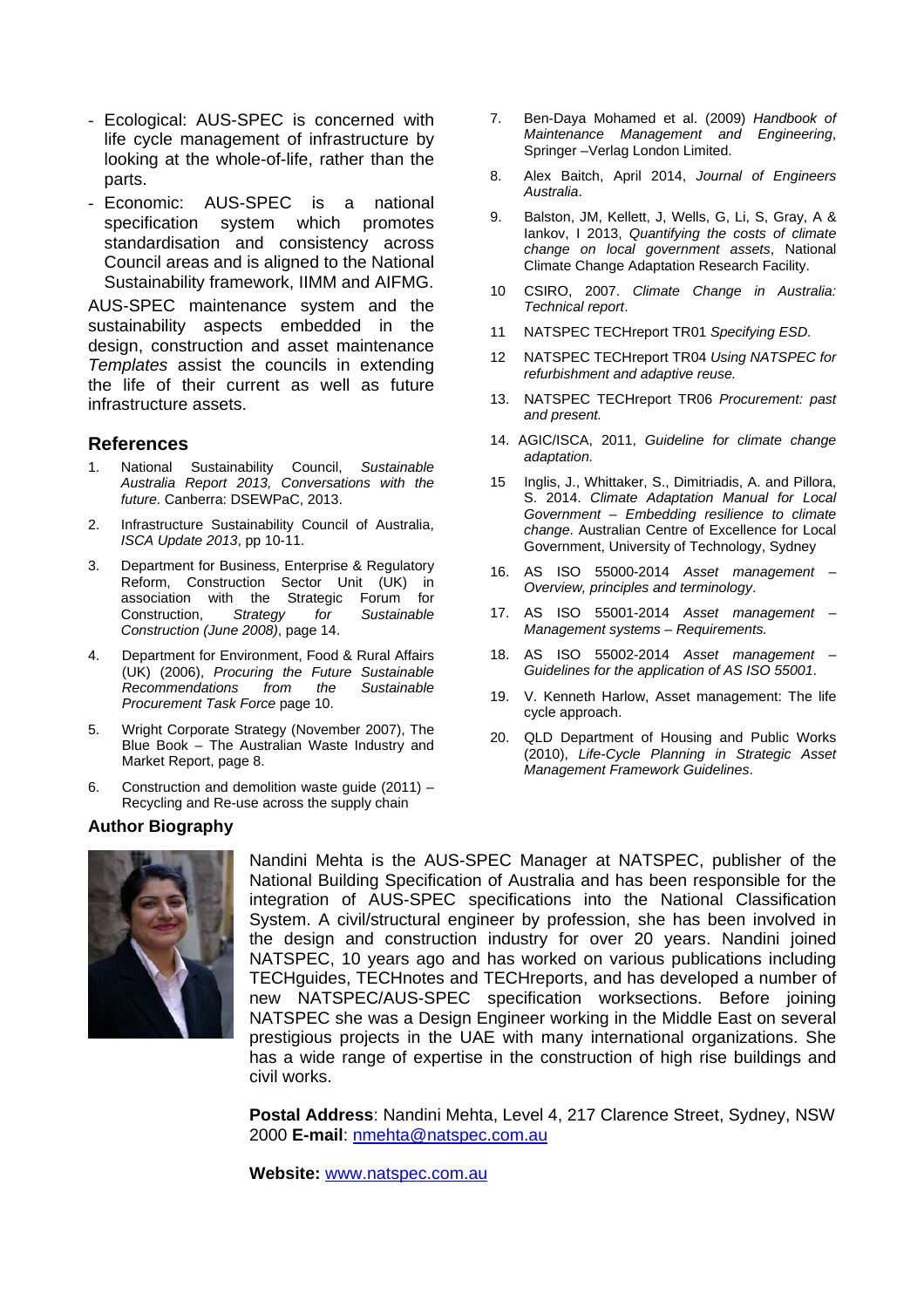- Ecological: AUS-SPEC is concerned with life cycle management of infrastructure by looking at the whole-of-life, rather than the parts.
- Economic: AUS-SPEC is a national specification system which promotes standardisation and consistency across Council areas and is aligned to the National Sustainability framework, IIMM and AIFMG.

AUS-SPEC maintenance system and the sustainability aspects embedded in the design, construction and asset maintenance *Templates* assist the councils in extending the life of their current as well as future infrastructure assets.

## References

1. National Sustainability Council, *Sustainable Australia Report 2013, Conversations with the future*. Canberra: DSEWPaC, 2013.
2. Infrastructure Sustainability Council of Australia, *ISCA Update 2013*, pp 10-11.
3. Department for Business, Enterprise & Regulatory Reform, Construction Sector Unit (UK) in association with the Strategic Forum for Construction, *Strategy for Sustainable Construction (June 2008)*, page 14.
4. Department for Environment, Food & Rural Affairs (UK) (2006), *Procuring the Future Sustainable Recommendations from the Sustainable Procurement Task Force* page 10.
5. Wright Corporate Strategy (November 2007), The Blue Book – The Australian Waste Industry and Market Report, page 8.
6. Construction and demolition waste guide (2011) – Recycling and Re-use across the supply chain
7. Ben-Daya Mohamed et al. (2009) *Handbook of Maintenance Management and Engineering*, Springer –Verlag London Limited.
8. Alex Baitch, April 2014, *Journal of Engineers Australia*.
9. Balston, JM, Kellett, J, Wells, G, Li, S, Gray, A & Iankov, I 2013, *Quantifying the costs of climate change on local government assets*, National Climate Change Adaptation Research Facility.
10. CSIRO, 2007. *Climate Change in Australia: Technical report*.
11. NATSPEC TECHreport TR01 *Specifying ESD.*
12. NATSPEC TECHreport TR04 *Using NATSPEC for refurbishment and adaptive reuse.*
13. NATSPEC TECHreport TR06 *Procurement: past and present.*
14. AGIC/ISCA, 2011, *Guideline for climate change adaptation.*
15. Inglis, J., Whittaker, S., Dimitriadis, A. and Pillora, S. 2014. *Climate Adaptation Manual for Local Government – Embedding resilience to climate change*. Australian Centre of Excellence for Local Government, University of Technology, Sydney
16. AS ISO 55000-2014 *Asset management – Overview, principles and terminology*.
17. AS ISO 55001-2014 *Asset management – Management systems – Requirements.*
18. AS ISO 55002-2014 *Asset management – Guidelines for the application of AS ISO 55001*.
19. V. Kenneth Harlow, Asset management: The life cycle approach.
20. QLD Department of Housing and Public Works (2010), *Life-Cycle Planning in Strategic Asset Management Framework Guidelines*.

### Author Biography

Nandini Mehta is the AUS-SPEC Manager at NATSPEC, publisher of the National Building Specification of Australia and has been responsible for the integration of AUS-SPEC specifications into the National Classification System. A civil/structural engineer by profession, she has been involved in the design and construction industry for over 20 years. Nandini joined NATSPEC, 10 years ago and has worked on various publications including TECHguides, TECHnotes and TECHreports, and has developed a number of new NATSPEC/AUS-SPEC specification worksections. Before joining NATSPEC she was a Design Engineer working in the Middle East on several prestigious projects in the UAE with many international organizations. She has a wide range of expertise in the construction of high rise buildings and civil works.

**Postal Address**: Nandini Mehta, Level 4, 217 Clarence Street, Sydney, NSW 2000 **E-mail**: nmehta@natspec.com.au

**Website:** www.natspec.com.au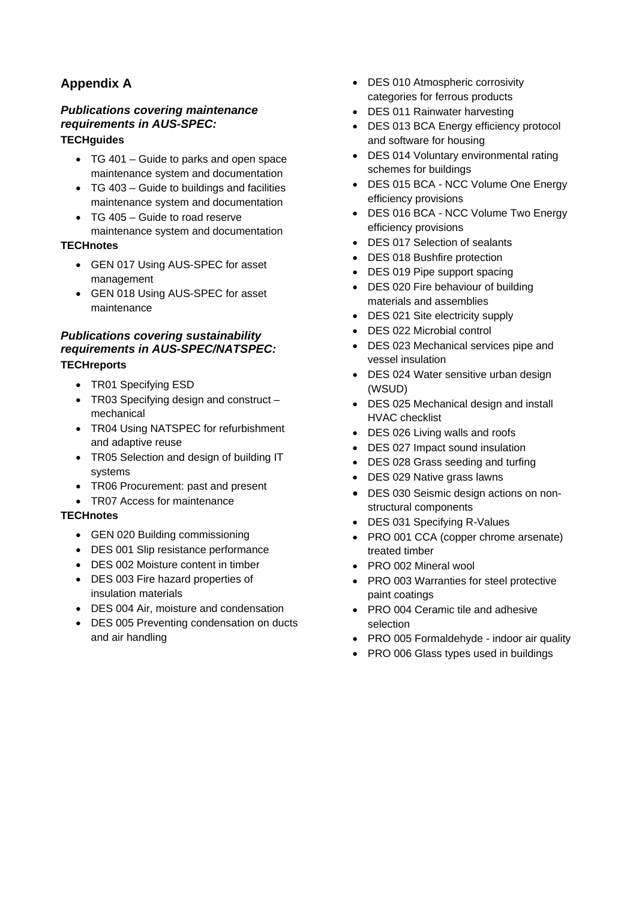## Appendix A

### *Publications covering maintenance requirements in AUS-SPEC:*

**TECHguides**

- TG 401 – Guide to parks and open space maintenance system and documentation
- TG 403 – Guide to buildings and facilities maintenance system and documentation
- TG 405 – Guide to road reserve maintenance system and documentation

**TECHnotes**

- GEN 017 Using AUS-SPEC for asset management
- GEN 018 Using AUS-SPEC for asset maintenance

### *Publications covering sustainability requirements in AUS-SPEC/NATSPEC:*

**TECHreports**

- TR01 Specifying ESD
- TR03 Specifying design and construct – mechanical
- TR04 Using NATSPEC for refurbishment and adaptive reuse
- TR05 Selection and design of building IT systems
- TR06 Procurement: past and present
- TR07 Access for maintenance

**TECHnotes**

- GEN 020 Building commissioning
- DES 001 Slip resistance performance
- DES 002 Moisture content in timber
- DES 003 Fire hazard properties of insulation materials
- DES 004 Air, moisture and condensation
- DES 005 Preventing condensation on ducts and air handling
- DES 010 Atmospheric corrosivity categories for ferrous products
- DES 011 Rainwater harvesting
- DES 013 BCA Energy efficiency protocol and software for housing
- DES 014 Voluntary environmental rating schemes for buildings
- DES 015 BCA - NCC Volume One Energy efficiency provisions
- DES 016 BCA - NCC Volume Two Energy efficiency provisions
- DES 017 Selection of sealants
- DES 018 Bushfire protection
- DES 019 Pipe support spacing
- DES 020 Fire behaviour of building materials and assemblies
- DES 021 Site electricity supply
- DES 022 Microbial control
- DES 023 Mechanical services pipe and vessel insulation
- DES 024 Water sensitive urban design (WSUD)
- DES 025 Mechanical design and install HVAC checklist
- DES 026 Living walls and roofs
- DES 027 Impact sound insulation
- DES 028 Grass seeding and turfing
- DES 029 Native grass lawns
- DES 030 Seismic design actions on non-structural components
- DES 031 Specifying R-Values
- PRO 001 CCA (copper chrome arsenate) treated timber
- PRO 002 Mineral wool
- PRO 003 Warranties for steel protective paint coatings
- PRO 004 Ceramic tile and adhesive selection
- PRO 005 Formaldehyde - indoor air quality
- PRO 006 Glass types used in buildings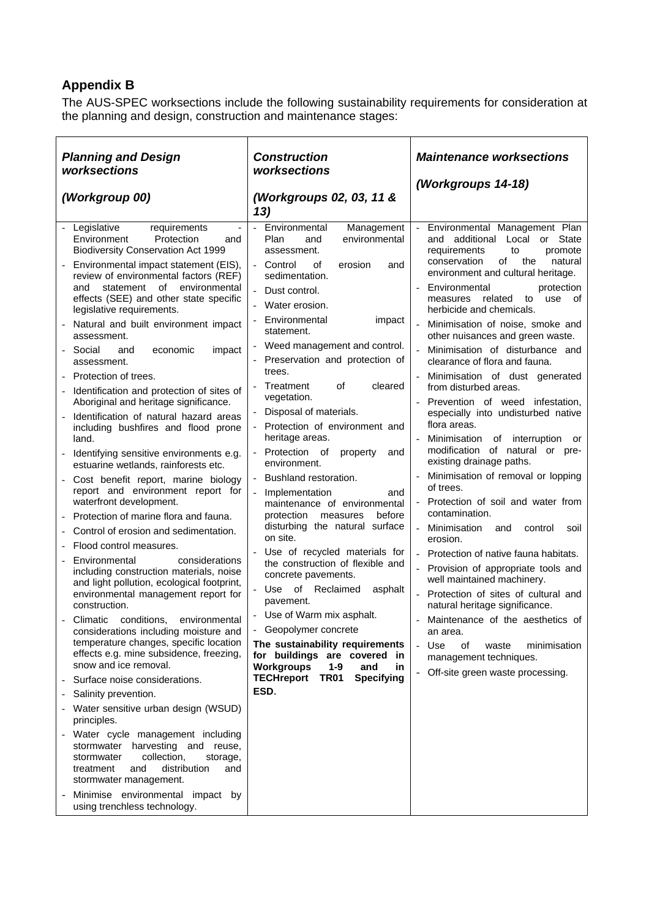## Appendix B

The AUS-SPEC worksections include the following sustainability requirements for consideration at the planning and design, construction and maintenance stages:

| ***Planning and Design worksections*** ***(Workgroup 00)*** | ***Construction worksections*** ***(Workgroups 02, 03, 11 & 13)*** | ***Maintenance worksections*** ***(Workgroups 14-18)*** |
|---|---|---|
| - Legislative requirements - Environment Protection and Biodiversity Conservation Act 1999<br>- Environmental impact statement (EIS), review of environmental factors (REF) and statement of environmental effects (SEE) and other state specific legislative requirements.<br>- Natural and built environment impact assessment.<br>- Social and economic impact assessment.<br>- Protection of trees.<br>- Identification and protection of sites of Aboriginal and heritage significance.<br>- Identification of natural hazard areas including bushfires and flood prone land.<br>- Identifying sensitive environments e.g. estuarine wetlands, rainforests etc.<br>- Cost benefit report, marine biology report and environment report for waterfront development.<br>- Protection of marine flora and fauna.<br>- Control of erosion and sedimentation.<br>- Flood control measures.<br>- Environmental considerations including construction materials, noise and light pollution, ecological footprint, environmental management report for construction.<br>- Climatic conditions, environmental considerations including moisture and temperature changes, specific location effects e.g. mine subsidence, freezing, snow and ice removal.<br>- Surface noise considerations.<br>- Salinity prevention.<br>- Water sensitive urban design (WSUD) principles.<br>- Water cycle management including stormwater harvesting and reuse, stormwater collection, storage, treatment and distribution and stormwater management.<br>- Minimise environmental impact by using trenchless technology. | - Environmental Management Plan and environmental assessment.<br>- Control of erosion and sedimentation.<br>- Dust control.<br>- Water erosion.<br>- Environmental impact statement.<br>- Weed management and control.<br>- Preservation and protection of trees.<br>- Treatment of cleared vegetation.<br>- Disposal of materials.<br>- Protection of environment and heritage areas.<br>- Protection of property and environment.<br>- Bushland restoration.<br>- Implementation and maintenance of environmental protection measures before disturbing the natural surface on site.<br>- Use of recycled materials for the construction of flexible and concrete pavements.<br>- Use of Reclaimed asphalt pavement.<br>- Use of Warm mix asphalt.<br>- Geopolymer concrete<br>**The sustainability requirements for buildings are covered in Workgroups 1-9 and in TECHreport TR01 Specifying ESD.** | - Environmental Management Plan and additional Local or State requirements to promote conservation of the natural environment and cultural heritage.<br>- Environmental protection measures related to use of herbicide and chemicals.<br>- Minimisation of noise, smoke and other nuisances and green waste.<br>- Minimisation of disturbance and clearance of flora and fauna.<br>- Minimisation of dust generated from disturbed areas.<br>- Prevention of weed infestation, especially into undisturbed native flora areas.<br>- Minimisation of interruption or modification of natural or pre-existing drainage paths.<br>- Minimisation of removal or lopping of trees.<br>- Protection of soil and water from contamination.<br>- Minimisation and control soil erosion.<br>- Protection of native fauna habitats.<br>- Provision of appropriate tools and well maintained machinery.<br>- Protection of sites of cultural and natural heritage significance.<br>- Maintenance of the aesthetics of an area.<br>- Use of waste minimisation management techniques.<br>- Off-site green waste processing. |